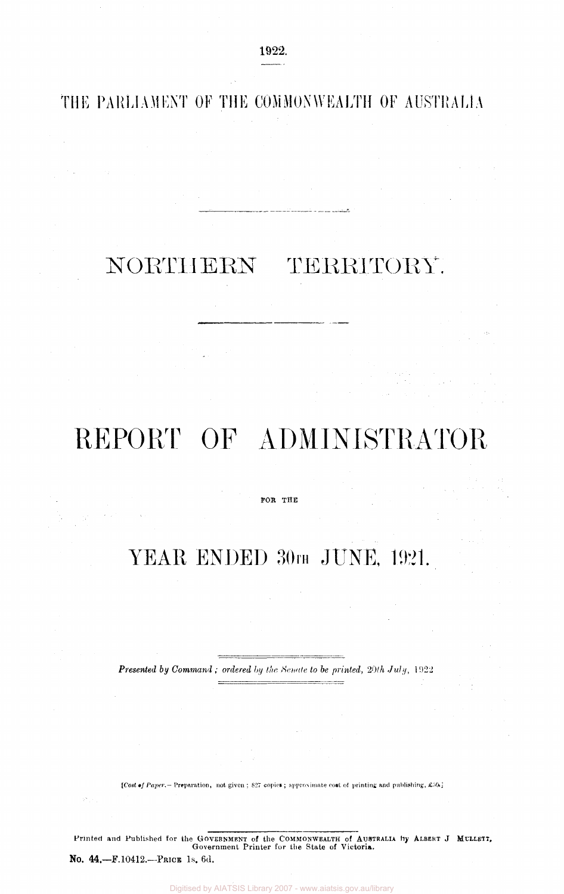1922.

THE PARLIAMENT OF THE COMMONWEALTH OF AUSTRALIA

# NORTHERN TERRITORY.

# REPORT OF ADMINISTRATOR

FOR THE

## YEAR ENDED 30TH JUNE, 1921.

*Presented by Command; ordered by the Senate to be printed, 20th July, 1922*

[*Cost of Paper.*—Preparation, not given; 827 copies; approximate cost of printing and publishing, £50.]

Printed and Published for the GOVERNMENT of the COMMONWEALTH of AUSTRALIA by ALBERT J MULLETT, Government Printer for the State of Victoria.

No. 44.—F.10412.—PRICE 1s. 6d.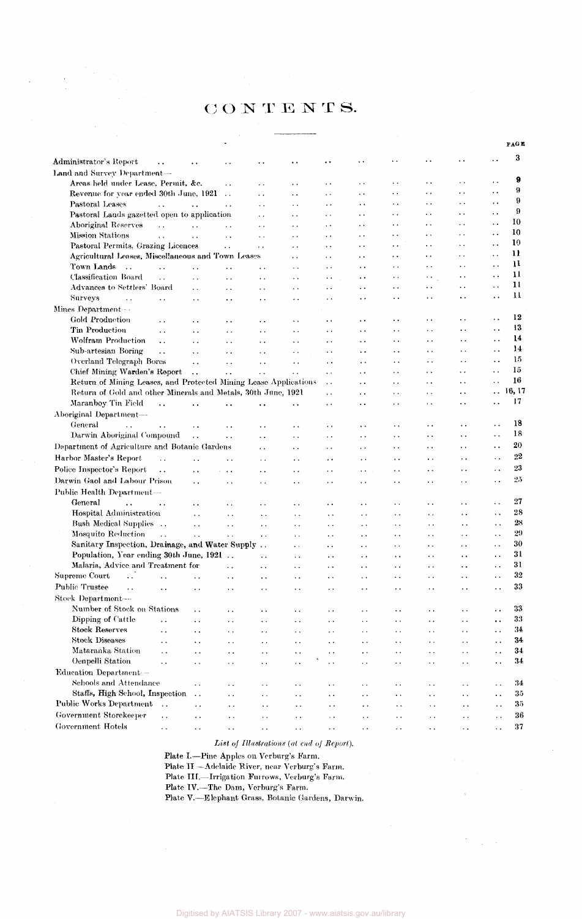# CONTENTS.

| | PAGE |
|---|---|
| Administrator's Report | 3 |
| Land and Survey Department— | |
| Areas held under Lease, Permit, &c. | 9 |
| Revenue for year ended 30th June, 1921 | 9 |
| Pastoral Leases | 9 |
| Pastoral Lands gazetted open to application | 9 |
| Aboriginal Reserves | 10 |
| Mission Stations | 10 |
| Pastoral Permits, Grazing Licences | 10 |
| Agricultural Leases, Miscellaneous and Town Leases | 11 |
| Town Lands | 11 |
| Classification Board | 11 |
| Advances to Settlers' Board | 11 |
| Surveys | 11 |
| Mines Department— | |
| Gold Production | 12 |
| Tin Production | 13 |
| Wolfram Production | 14 |
| Sub-artesian Boring | 14 |
| Overland Telegraph Bores | 15 |
| Chief Mining Warden's Report | 15 |
| Return of Mining Leases, and Protected Mining Lease Applications | 16 |
| Return of Gold and other Minerals and Metals, 30th June, 1921 | 16, 17 |
| Maranboy Tin Field | 17 |
| Aboriginal Department— | |
| General | 18 |
| Darwin Aboriginal Compound | 18 |
| Department of Agriculture and Botanic Gardens | 20 |
| Harbor Master's Report | 22 |
| Police Inspector's Report | 23 |
| Darwin Gaol and Labour Prison | 25 |
| Public Health Department— | |
| General | 27 |
| Hospital Administration | 28 |
| Bush Medical Supplies | 28 |
| Mosquito Reduction | 29 |
| Sanitary Inspection, Drainage, and Water Supply | 30 |
| Population, Year ending 30th June, 1921 | 31 |
| Malaria, Advice and Treatment for | 31 |
| Supreme Court | 32 |
| Public Trustee | 33 |
| Stock Department— | |
| Number of Stock on Stations | 33 |
| Dipping of Cattle | 33 |
| Stock Reserves | 34 |
| Stock Diseases | 34 |
| Mataranka Station | 34 |
| Oenpelli Station | 34 |
| Education Department— | |
| Schools and Attendance | 34 |
| Staffs, High School, Inspection | 35 |
| Public Works Department | 35 |
| Government Storekeeper | 36 |
| Government Hotels | 37 |

*List of Illustrations (at end of Report).*

Plate I.—Pine Apples on Verburg's Farm.
Plate II.—Adelaide River, near Verburg's Farm.
Plate III.—Irrigation Furrows, Verburg's Farm.
Plate IV.—The Dam, Verburg's Farm.
Plate V.—Elephant Grass, Botanic Gardens, Darwin.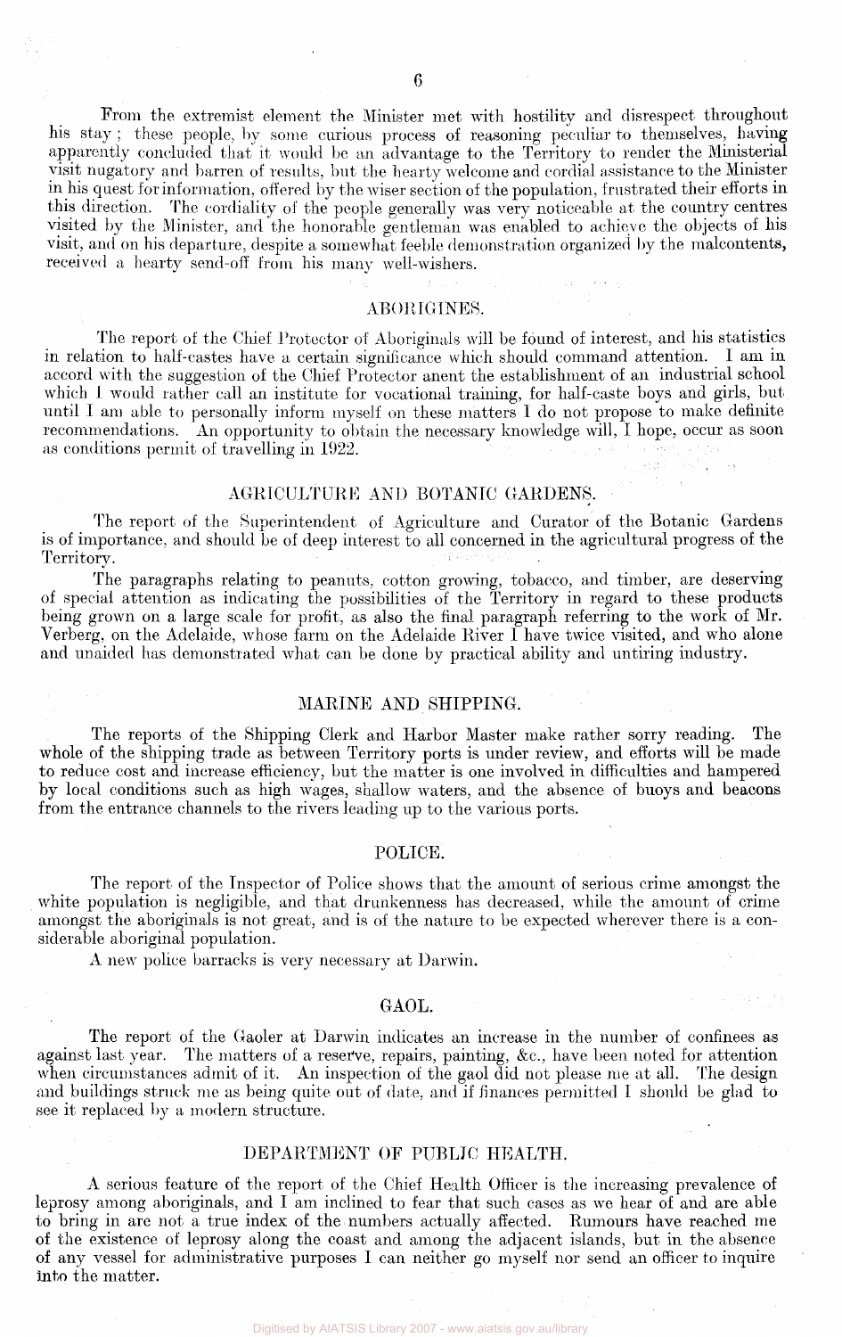From the extremist element the Minister met with hostility and disrespect throughout his stay; these people, by some curious process of reasoning peculiar to themselves, having apparently concluded that it would be an advantage to the Territory to render the Ministerial visit nugatory and barren of results, but the hearty welcome and cordial assistance to the Minister in his quest for information, offered by the wiser section of the population, frustrated their efforts in this direction. The cordiality of the people generally was very noticeable at the country centres visited by the Minister, and the honorable gentleman was enabled to achieve the objects of his visit, and on his departure, despite a somewhat feeble demonstration organized by the malcontents, received a hearty send-off from his many well-wishers.

## ABORIGINES.

The report of the Chief Protector of Aboriginals will be found of interest, and his statistics in relation to half-castes have a certain significance which should command attention. I am in accord with the suggestion of the Chief Protector anent the establishment of an industrial school which I would rather call an institute for vocational training, for half-caste boys and girls, but until I am able to personally inform myself on these matters I do not propose to make definite recommendations. An opportunity to obtain the necessary knowledge will, I hope, occur as soon as conditions permit of travelling in 1922.

## AGRICULTURE AND BOTANIC GARDENS.

The report of the Superintendent of Agriculture and Curator of the Botanic Gardens is of importance, and should be of deep interest to all concerned in the agricultural progress of the Territory.

The paragraphs relating to peanuts, cotton growing, tobacco, and timber, are deserving of special attention as indicating the possibilities of the Territory in regard to these products being grown on a large scale for profit, as also the final paragraph referring to the work of Mr. Verberg, on the Adelaide, whose farm on the Adelaide River I have twice visited, and who alone and unaided has demonstrated what can be done by practical ability and untiring industry.

## MARINE AND SHIPPING.

The reports of the Shipping Clerk and Harbor Master make rather sorry reading. The whole of the shipping trade as between Territory ports is under review, and efforts will be made to reduce cost and increase efficiency, but the matter is one involved in difficulties and hampered by local conditions such as high wages, shallow waters, and the absence of buoys and beacons from the entrance channels to the rivers leading up to the various ports.

## POLICE.

The report of the Inspector of Police shows that the amount of serious crime amongst the white population is negligible, and that drunkenness has decreased, while the amount of crime amongst the aboriginals is not great, and is of the nature to be expected wherever there is a considerable aboriginal population.

A new police barracks is very necessary at Darwin.

## GAOL.

The report of the Gaoler at Darwin indicates an increase in the number of confinees as against last year. The matters of a reserve, repairs, painting, &c., have been noted for attention when circumstances admit of it. An inspection of the gaol did not please me at all. The design and buildings struck me as being quite out of date, and if finances permitted I should be glad to see it replaced by a modern structure.

## DEPARTMENT OF PUBLIC HEALTH.

A serious feature of the report of the Chief Health Officer is the increasing prevalence of leprosy among aboriginals, and I am inclined to fear that such cases as we hear of and are able to bring in are not a true index of the numbers actually affected. Rumours have reached me of the existence of leprosy along the coast and among the adjacent islands, but in the absence of any vessel for administrative purposes I can neither go myself nor send an officer to inquire into the matter.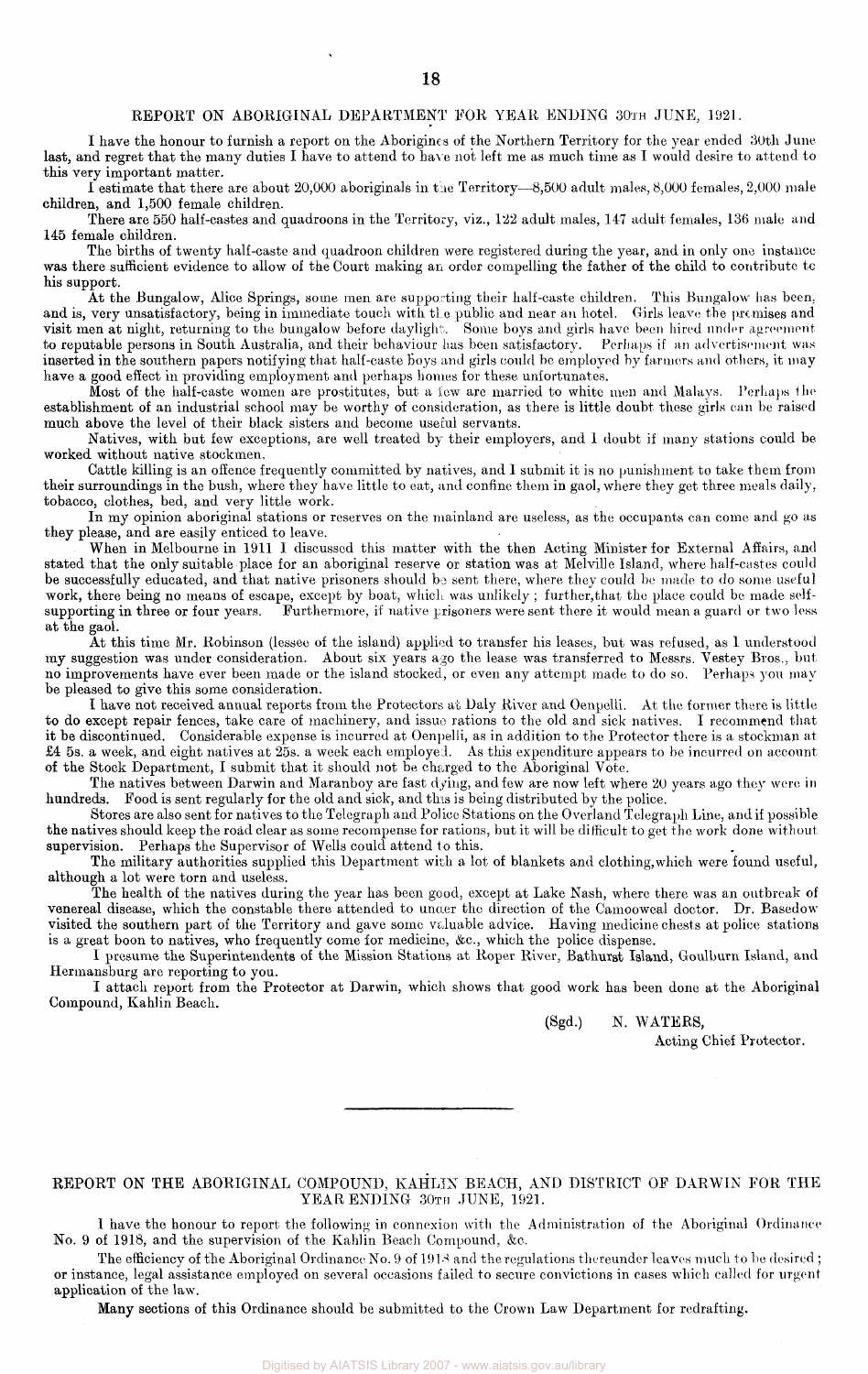## REPORT ON ABORIGINAL DEPARTMENT FOR YEAR ENDING 30TH JUNE, 1921.

I have the honour to furnish a report on the Aborigines of the Northern Territory for the year ended 30th June last, and regret that the many duties I have to attend to have not left me as much time as I would desire to attend to this very important matter.

I estimate that there are about 20,000 aboriginals in the Territory—8,500 adult males, 8,000 females, 2,000 male children, and 1,500 female children.

There are 550 half-castes and quadroons in the Territory, viz., 122 adult males, 147 adult females, 136 male and 145 female children.

The births of twenty half-caste and quadroon children were registered during the year, and in only one instance was there sufficient evidence to allow of the Court making an order compelling the father of the child to contribute to his support.

At the Bungalow, Alice Springs, some men are supporting their half-caste children. This Bungalow has been, and is, very unsatisfactory, being in immediate touch with the public and near an hotel. Girls leave the premises and visit men at night, returning to the bungalow before daylight. Some boys and girls have been hired under agreement to reputable persons in South Australia, and their behaviour has been satisfactory. Perhaps if an advertisement was inserted in the southern papers notifying that half-caste boys and girls could be employed by farmers and others, it may have a good effect in providing employment and perhaps homes for these unfortunates.

Most of the half-caste women are prostitutes, but a few are married to white men and Malays. Perhaps the establishment of an industrial school may be worthy of consideration, as there is little doubt these girls can be raised much above the level of their black sisters and become useful servants.

Natives, with but few exceptions, are well treated by their employers, and I doubt if many stations could be worked without native stockmen.

Cattle killing is an offence frequently committed by natives, and I submit it is no punishment to take them from their surroundings in the bush, where they have little to eat, and confine them in gaol, where they get three meals daily, tobacco, clothes, bed, and very little work.

In my opinion aboriginal stations or reserves on the mainland are useless, as the occupants can come and go as they please, and are easily enticed to leave.

When in Melbourne in 1911 I discussed this matter with the then Acting Minister for External Affairs, and stated that the only suitable place for an aboriginal reserve or station was at Melville Island, where half-castes could be successfully educated, and that native prisoners should be sent there, where they could be made to do some useful work, there being no means of escape, except by boat, which was unlikely; further, that the place could be made self-supporting in three or four years. Furthermore, if native prisoners were sent there it would mean a guard or two less at the gaol.

At this time Mr. Robinson (lessee of the island) applied to transfer his leases, but was refused, as I understood my suggestion was under consideration. About six years ago the lease was transferred to Messrs. Vestey Bros., but no improvements have ever been made or the island stocked, or even any attempt made to do so. Perhaps you may be pleased to give this some consideration.

I have not received annual reports from the Protectors at Daly River and Oenpelli. At the former there is little to do except repair fences, take care of machinery, and issue rations to the old and sick natives. I recommend that it be discontinued. Considerable expense is incurred at Oenpelli, as in addition to the Protector there is a stockman at £4 5s. a week, and eight natives at 25s. a week each employed. As this expenditure appears to be incurred on account of the Stock Department, I submit that it should not be charged to the Aboriginal Vote.

The natives between Darwin and Maranboy are fast dying, and few are now left where 20 years ago they were in hundreds. Food is sent regularly for the old and sick, and this is being distributed by the police.

Stores are also sent for natives to the Telegraph and Police Stations on the Overland Telegraph Line, and if possible the natives should keep the road clear as some recompense for rations, but it will be difficult to get the work done without supervision. Perhaps the Supervisor of Wells could attend to this.

The military authorities supplied this Department with a lot of blankets and clothing, which were found useful, although a lot were torn and useless.

The health of the natives during the year has been good, except at Lake Nash, where there was an outbreak of venereal disease, which the constable there attended to under the direction of the Camooweal doctor. Dr. Basedow visited the southern part of the Territory and gave some valuable advice. Having medicine chests at police stations is a great boon to natives, who frequently come for medicine, &c., which the police dispense.

I presume the Superintendents of the Mission Stations at Roper River, Bathurst Island, Goulburn Island, and Hermansburg are reporting to you.

I attach report from the Protector at Darwin, which shows that good work has been done at the Aboriginal Compound, Kahlin Beach.

(Sgd.) N. WATERS,
Acting Chief Protector.

---

## REPORT ON THE ABORIGINAL COMPOUND, KAHLIN BEACH, AND DISTRICT OF DARWIN FOR THE YEAR ENDING 30TH JUNE, 1921.

I have the honour to report the following in connexion with the Administration of the Aboriginal Ordinance No. 9 of 1918, and the supervision of the Kahlin Beach Compound, &c.

The efficiency of the Aboriginal Ordinance No. 9 of 1918 and the regulations thereunder leaves much to be desired; or instance, legal assistance employed on several occasions failed to secure convictions in cases which called for urgent application of the law.

Many sections of this Ordinance should be submitted to the Crown Law Department for redrafting.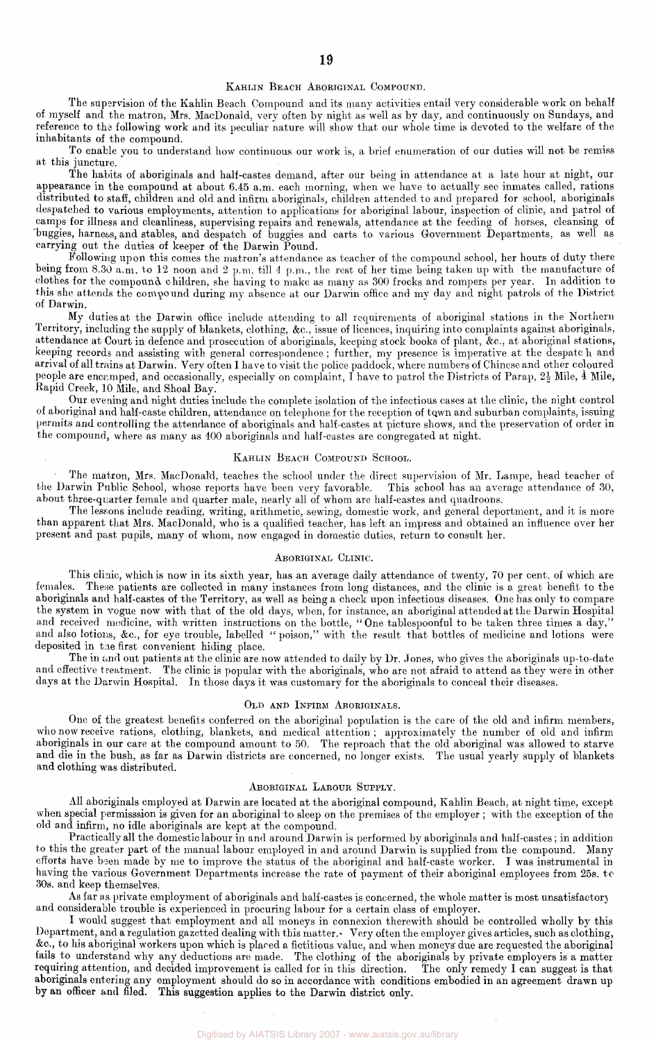## Kahlin Beach Aboriginal Compound.

The supervision of the Kahlin Beach Compound and its many activities entail very considerable work on behalf of myself and the matron, Mrs. MacDonald, very often by night as well as by day, and continuously on Sundays, and reference to the following work and its peculiar nature will show that our whole time is devoted to the welfare of the inhabitants of the compound.

To enable you to understand how continuous our work is, a brief enumeration of our duties will not be remiss at this juncture.

The habits of aboriginals and half-castes demand, after our being in attendance at a late hour at night, our appearance in the compound at about 6.45 a.m. each morning, when we have to actually see inmates called, rations distributed to staff, children and old and infirm aboriginals, children attended to and prepared for school, aboriginals despatched to various employments, attention to applications for aboriginal labour, inspection of clinic, and patrol of camps for illness and cleanliness, supervising repairs and renewals, attendance at the feeding of horses, cleansing of buggies, harness, and stables, and despatch of buggies and carts to various Government Departments, as well as carrying out the duties of keeper of the Darwin Pound.

Following upon this comes the matron's attendance as teacher of the compound school, her hours of duty there being from 8.30 a.m. to 12 noon and 2 p.m. till 4 p.m., the rest of her time being taken up with the manufacture of clothes for the compound children, she having to make as many as 300 frocks and rompers per year. In addition to this she attends the compound during my absence at our Darwin office and my day and night patrols of the District of Darwin.

My duties at the Darwin office include attending to all requirements of aboriginal stations in the Northern Territory, including the supply of blankets, clothing, &c., issue of licences, inquiring into complaints against aboriginals, attendance at Court in defence and prosecution of aboriginals, keeping stock books of plant, &c., at aboriginal stations, keeping records and assisting with general correspondence; further, my presence is imperative at the despatch and arrival of all trains at Darwin. Very often I have to visit the police paddock, where numbers of Chinese and other coloured people are encamped, and occasionally, especially on complaint, I have to patrol the Districts of Parap, 2½ Mile, 4 Mile, Rapid Creek, 10 Mile, and Shoal Bay.

Our evening and night duties include the complete isolation of the infectious cases at the clinic, the night control of aboriginal and half-caste children, attendance on telephone for the reception of town and suburban complaints, issuing permits and controlling the attendance of aboriginals and half-castes at picture shows, and the preservation of order in the compound, where as many as 400 aboriginals and half-castes are congregated at night.

## Kahlin Beach Compound School.

The matron, Mrs. MacDonald, teaches the school under the direct supervision of Mr. Lampe, head teacher of the Darwin Public School, whose reports have been very favorable. This school has an average attendance of 30, about three-quarter female and quarter male, nearly all of whom are half-castes and quadroons.

The lessons include reading, writing, arithmetic, sewing, domestic work, and general deportment, and it is more than apparent that Mrs. MacDonald, who is a qualified teacher, has left an impress and obtained an influence over her present and past pupils, many of whom, now engaged in domestic duties, return to consult her.

## Aboriginal Clinic.

This clinic, which is now in its sixth year, has an average daily attendance of twenty, 70 per cent. of which are females. These patients are collected in many instances from long distances, and the clinic is a great benefit to the aboriginals and half-castes of the Territory, as well as being a check upon infectious diseases. One has only to compare the system in vogue now with that of the old days, when, for instance, an aboriginal attended at the Darwin Hospital and received medicine, with written instructions on the bottle, "One tablespoonful to be taken three times a day," and also lotions, &c., for eye trouble, labelled "poison," with the result that bottles of medicine and lotions were deposited in the first convenient hiding place.

The in and out patients at the clinic are now attended to daily by Dr. Jones, who gives the aboriginals up-to-date and effective treatment. The clinic is popular with the aboriginals, who are not afraid to attend as they were in other days at the Darwin Hospital. In those days it was customary for the aboriginals to conceal their diseases.

## Old and Infirm Aboriginals.

One of the greatest benefits conferred on the aboriginal population is the care of the old and infirm members, who now receive rations, clothing, blankets, and medical attention; approximately the number of old and infirm aboriginals in our care at the compound amount to 50. The reproach that the old aboriginal was allowed to starve and die in the bush, as far as Darwin districts are concerned, no longer exists. The usual yearly supply of blankets and clothing was distributed.

## Aboriginal Labour Supply.

All aboriginals employed at Darwin are located at the aboriginal compound, Kahlin Beach, at night time, except when special permisssion is given for an aboriginal to sleep on the premises of the employer; with the exception of the old and infirm, no idle aboriginals are kept at the compound.

Practically all the domestic labour in and around Darwin is performed by aboriginals and half-castes; in addition to this the greater part of the manual labour employed in and around Darwin is supplied from the compound. Many efforts have been made by me to improve the status of the aboriginal and half-caste worker. I was instrumental in having the various Government Departments increase the rate of payment of their aboriginal employees from 25s. to 30s. and keep themselves.

As far as private employment of aboriginals and half-castes is concerned, the whole matter is most unsatisfactory and considerable trouble is experienced in procuring labour for a certain class of employer.

I would suggest that employment and all moneys in connexion therewith should be controlled wholly by this Department, and a regulation gazetted dealing with this matter. Very often the employer gives articles, such as clothing, &c., to his aboriginal workers upon which is placed a fictitious value, and when moneys due are requested the aboriginal fails to understand why any deductions are made. The clothing of the aboriginals by private employers is a matter requiring attention, and decided improvement is called for in this direction. The only remedy I can suggest is that aboriginals entering any employment should do so in accordance with conditions embodied in an agreement drawn up by an officer and filed. This suggestion applies to the Darwin district only.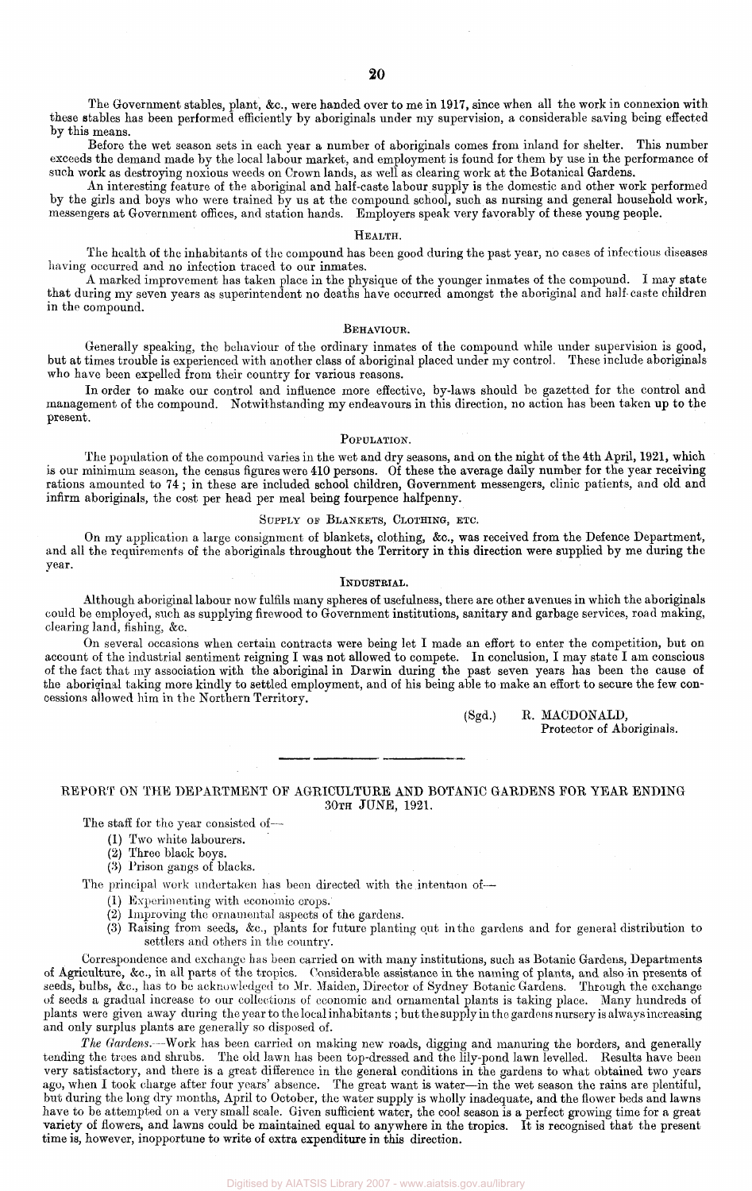The Government stables, plant, &c., were handed over to me in 1917, since when all the work in connexion with these stables has been performed efficiently by aboriginals under my supervision, a considerable saving being effected by this means.

Before the wet season sets in each year a number of aboriginals comes from inland for shelter. This number exceeds the demand made by the local labour market, and employment is found for them by use in the performance of such work as destroying noxious weeds on Crown lands, as well as clearing work at the Botanical Gardens.

An interesting feature of the aboriginal and half-caste labour supply is the domestic and other work performed by the girls and boys who were trained by us at the compound school, such as nursing and general household work, messengers at Government offices, and station hands. Employers speak very favorably of these young people.

### Health.

The health of the inhabitants of the compound has been good during the past year, no cases of infectious diseases having occurred and no infection traced to our inmates.

A marked improvement has taken place in the physique of the younger inmates of the compound. I may state that during my seven years as superintendent no deaths have occurred amongst the aboriginal and half-caste children in the compound.

### Behaviour.

Generally speaking, the behaviour of the ordinary inmates of the compound while under supervision is good, but at times trouble is experienced with another class of aboriginal placed under my control. These include aboriginals who have been expelled from their country for various reasons.

In order to make our control and influence more effective, by-laws should be gazetted for the control and management of the compound. Notwithstanding my endeavours in this direction, no action has been taken up to the present.

### Population.

The population of the compound varies in the wet and dry seasons, and on the night of the 4th April, 1921, which is our minimum season, the census figures were 410 persons. Of these the average daily number for the year receiving rations amounted to 74; in these are included school children, Government messengers, clinic patients, and old and infirm aboriginals, the cost per head per meal being fourpence halfpenny.

### Supply of Blankets, Clothing, etc.

On my application a large consignment of blankets, clothing, &c., was received from the Defence Department, and all the requirements of the aboriginals throughout the Territory in this direction were supplied by me during the year.

### Industrial.

Although aboriginal labour now fulfils many spheres of usefulness, there are other avenues in which the aboriginals could be employed, such as supplying firewood to Government institutions, sanitary and garbage services, road making, clearing land, fishing, &c.

On several occasions when certain contracts were being let I made an effort to enter the competition, but on account of the industrial sentiment reigning I was not allowed to compete. In conclusion, I may state I am conscious of the fact that my association with the aboriginal in Darwin during the past seven years has been the cause of the aboriginal taking more kindly to settled employment, and of his being able to make an effort to secure the few concessions allowed him in the Northern Territory.

(Sgd.) R. MACDONALD,
Protector of Aboriginals.

---

## REPORT ON THE DEPARTMENT OF AGRICULTURE AND BOTANIC GARDENS FOR YEAR ENDING 30TH JUNE, 1921.

The staff for the year consisted of—

(1) Two white labourers.
(2) Three black boys.
(3) Prison gangs of blacks.

The principal work undertaken has been directed with the intention of—

(1) Experimenting with economic crops.
(2) Improving the ornamental aspects of the gardens.
(3) Raising from seeds, &c., plants for future planting out in the gardens and for general distribution to settlers and others in the country.

Correspondence and exchange has been carried on with many institutions, such as Botanic Gardens, Departments of Agriculture, &c., in all parts of the tropics. Considerable assistance in the naming of plants, and also in presents of seeds, bulbs, &c., has to be acknowledged to Mr. Maiden, Director of Sydney Botanic Gardens. Through the exchange of seeds a gradual increase to our collections of economic and ornamental plants is taking place. Many hundreds of plants were given away during the year to the local inhabitants; but the supply in the gardens nursery is always increasing and only surplus plants are generally so disposed of.

*The Gardens.*—Work has been carried on making new roads, digging and manuring the borders, and generally tending the trees and shrubs. The old lawn has been top-dressed and the lily-pond lawn levelled. Results have been very satisfactory, and there is a great difference in the general conditions in the gardens to what obtained two years ago, when I took charge after four years' absence. The great want is water—in the wet season the rains are plentiful, but during the long dry months, April to October, the water supply is wholly inadequate, and the flower beds and lawns have to be attempted on a very small scale. Given sufficient water, the cool season is a perfect growing time for a great variety of flowers, and lawns could be maintained equal to anywhere in the tropics. It is recognised that the present time is, however, inopportune to write of extra expenditure in this direction.